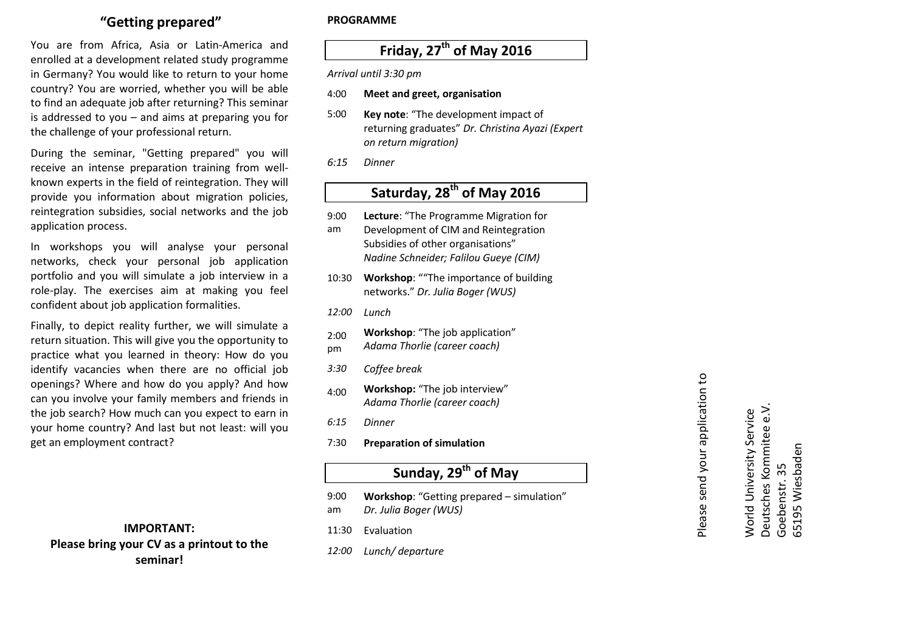## "Getting prepared"

You are from Africa, Asia or Latin-America and enrolled at a development related study programme in Germany? You would like to return to your home country? You are worried, whether you will be able to find an adequate job after returning? This seminar is addressed to you – and aims at preparing you for the challenge of your professional return.

During the seminar, "Getting prepared" you will receive an intense preparation training from well-known experts in the field of reintegration. They will provide you information about migration policies, reintegration subsidies, social networks and the job application process.

In workshops you will analyse your personal networks, check your personal job application portfolio and you will simulate a job interview in a role-play. The exercises aim at making you feel confident about job application formalities.

Finally, to depict reality further, we will simulate a return situation. This will give you the opportunity to practice what you learned in theory: How do you identify vacancies when there are no official job openings? Where and how do you apply? And how can you involve your family members and friends in the job search? How much can you expect to earn in your home country? And last but not least: will you get an employment contract?

**IMPORTANT:**
**Please bring your CV as a printout to the seminar!**

**PROGRAMME**

### Friday, 27th of May 2016

*Arrival until 3:30 pm*

- 4:00 **Meet and greet, organisation**
- 5:00 **Key note**: "The development impact of returning graduates" *Dr. Christina Ayazi (Expert on return migration)*
- *6:15 Dinner*

### Saturday, 28th of May 2016

- 9:00 am **Lecture**: "The Programme Migration for Development of CIM and Reintegration Subsidies of other organisations" *Nadine Schneider; Falilou Gueye (CIM)*
- 10:30 **Workshop**: ""The importance of building networks." *Dr. Julia Boger (WUS)*
- *12:00 Lunch*
- 2:00 pm **Workshop**: "The job application" *Adama Thorlie (career coach)*
- *3:30 Coffee break*
- 4:00 **Workshop:** "The job interview" *Adama Thorlie (career coach)*
- *6:15 Dinner*
- 7:30 **Preparation of simulation**

### Sunday, 29th of May

- 9:00 am **Workshop**: "Getting prepared – simulation" *Dr. Julia Boger (WUS)*
- 11:30 Evaluation
- *12:00 Lunch/ departure*

Please send your application to

World University Service
Deutsches Kommitee e.V.
Goebenstr. 35
65195 Wiesbaden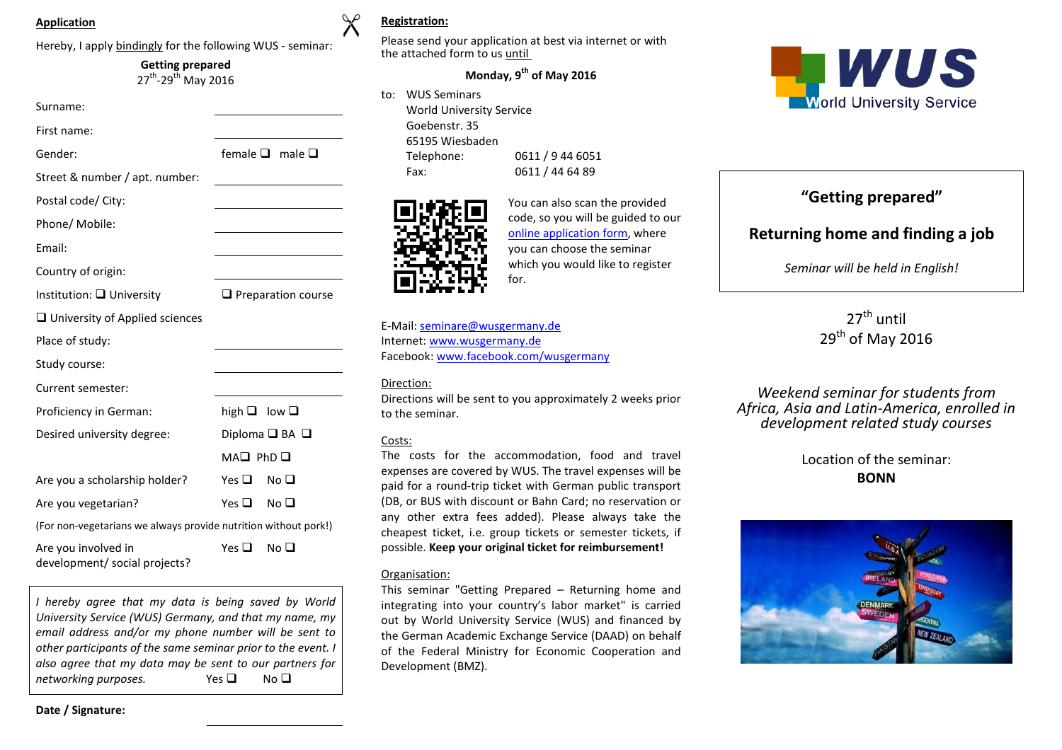**Application**

Hereby, I apply bindingly for the following WUS - seminar:

**Getting prepared**
27th-29th May 2016

Surname:

First name:

Gender: female ❑ male ❑

Street & number / apt. number:

Postal code/ City:

Phone/ Mobile:

Email:

Country of origin:

Institution: ❑ University ❑ Preparation course

❑ University of Applied sciences

Place of study:

Study course:

Current semester:

Proficiency in German: high ❑ low ❑

Desired university degree: Diploma ❑ BA ❑ MA❑ PhD ❑

Are you a scholarship holder? Yes ❑ No ❑

Are you vegetarian? Yes ❑ No ❑

(For non-vegetarians we always provide nutrition without pork!)

Are you involved in development/ social projects? Yes ❑ No ❑

*I hereby agree that my data is being saved by World University Service (WUS) Germany, and that my name, my email address and/or my phone number will be sent to other participants of the same seminar prior to the event. I also agree that my data may be sent to our partners for networking purposes.* Yes ❑ No ❑

**Date / Signature:**

**Registration:**

Please send your application at best via internet or with the attached form to us until

**Monday, 9th of May 2016**

to: WUS Seminars
World University Service
Goebenstr. 35
65195 Wiesbaden
Telephone: 0611 / 9 44 6051
Fax: 0611 / 44 64 89

You can also scan the provided code, so you will be guided to our online application form, where you can choose the seminar which you would like to register for.

E-Mail: seminare@wusgermany.de
Internet: www.wusgermany.de
Facebook: www.facebook.com/wusgermany

Direction:

Directions will be sent to you approximately 2 weeks prior to the seminar.

Costs:

The costs for the accommodation, food and travel expenses are covered by WUS. The travel expenses will be paid for a round-trip ticket with German public transport (DB, or BUS with discount or Bahn Card; no reservation or any other extra fees added). Please always take the cheapest ticket, i.e. group tickets or semester tickets, if possible. **Keep your original ticket for reimbursement!**

Organisation:

This seminar "Getting Prepared – Returning home and integrating into your country's labor market" is carried out by World University Service (WUS) and financed by the German Academic Exchange Service (DAAD) on behalf of the Federal Ministry for Economic Cooperation and Development (BMZ).

WUS World University Service

## "Getting prepared"

## Returning home and finding a job

*Seminar will be held in English!*

27th until
29th of May 2016

*Weekend seminar for students from Africa, Asia and Latin-America, enrolled in development related study courses*

Location of the seminar:
**BONN**